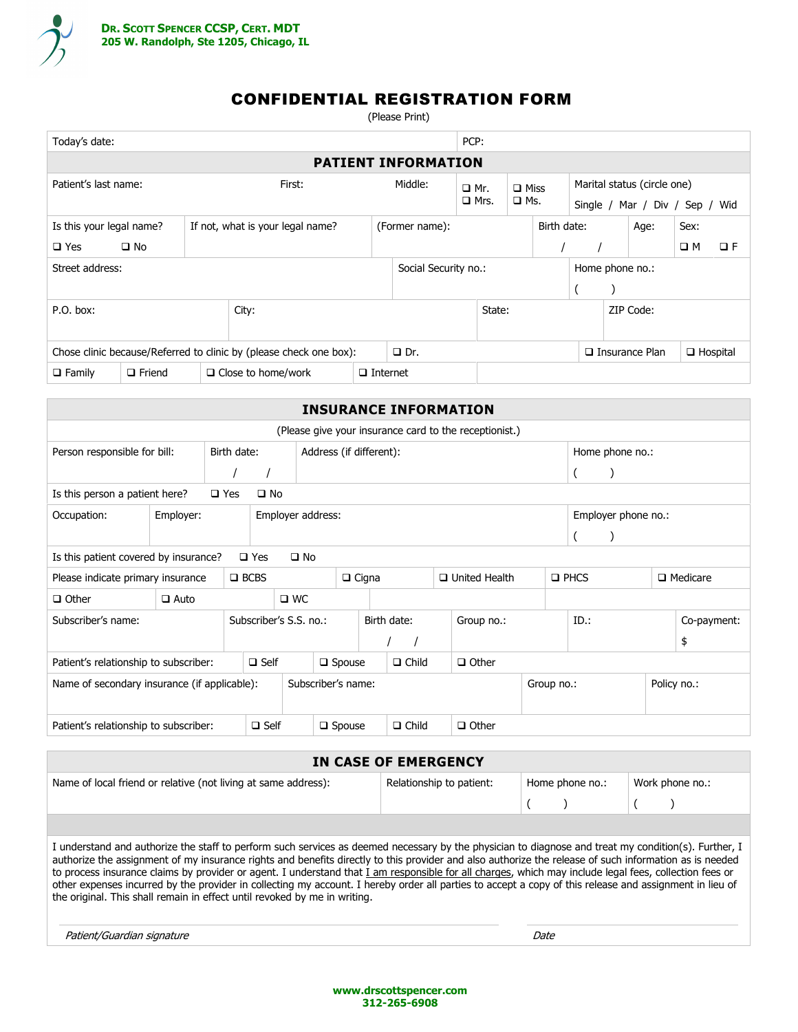**Dr. Scott Spencer CCSP, Cert. MDT**
**205 W. Randolph, Ste 1205, Chicago, IL**

# CONFIDENTIAL REGISTRATION FORM

(Please Print)

| Today's date: | PCP: |
|---|---|

## PATIENT INFORMATION

| Patient's last name: | First: | Middle: | ❑ Mr. ❑ Mrs. | ❑ Miss ❑ Ms. | Marital status (circle one) Single / Mar / Div / Sep / Wid |
|---|---|---|---|---|---|

| Is this your legal name? ❑ Yes ❑ No | If not, what is your legal name? | (Former name): | Birth date: / / | Age: | Sex: ❑ M ❑ F |
|---|---|---|---|---|---|

| Street address: | Social Security no.: | Home phone no.: ( ) |
|---|---|---|

| P.O. box: | City: | State: | ZIP Code: |
|---|---|---|---|

| Chose clinic because/Referred to clinic by (please check one box): | ❑ Dr. | ❑ Insurance Plan | ❑ Hospital |
|---|---|---|---|
| ❑ Family | ❑ Friend | ❑ Close to home/work | ❑ Internet |

## INSURANCE INFORMATION

(Please give your insurance card to the receptionist.)

| Person responsible for bill: | Birth date: / / | Address (if different): | Home phone no.: ( ) |
|---|---|---|---|

Is this person a patient here? ❑ Yes ❑ No

| Occupation: | Employer: | Employer address: | Employer phone no.: ( ) |
|---|---|---|---|

Is this patient covered by insurance? ❑ Yes ❑ No

| Please indicate primary insurance | ❑ BCBS | ❑ Cigna | ❑ United Health | ❑ PHCS | ❑ Medicare |
|---|---|---|---|---|---|
| ❑ Other | ❑ Auto | ❑ WC | | | |

| Subscriber's name: | Subscriber's S.S. no.: | Birth date: / / | Group no.: | ID.: | Co-payment: $ |
|---|---|---|---|---|---|

| Patient's relationship to subscriber: | ❑ Self | ❑ Spouse | ❑ Child | ❑ Other |
|---|---|---|---|---|

| Name of secondary insurance (if applicable): | Subscriber's name: | Group no.: | Policy no.: |
|---|---|---|---|

| Patient's relationship to subscriber: | ❑ Self | ❑ Spouse | ❑ Child | ❑ Other |
|---|---|---|---|---|

## IN CASE OF EMERGENCY

| Name of local friend or relative (not living at same address): | Relationship to patient: | Home phone no.: ( ) | Work phone no.: ( ) |
|---|---|---|---|

I understand and authorize the staff to perform such services as deemed necessary by the physician to diagnose and treat my condition(s). Further, I authorize the assignment of my insurance rights and benefits directly to this provider and also authorize the release of such information as is needed to process insurance claims by provider or agent. I understand that I am responsible for all charges, which may include legal fees, collection fees or other expenses incurred by the provider in collecting my account. I hereby order all parties to accept a copy of this release and assignment in lieu of the original. This shall remain in effect until revoked by me in writing.

*Patient/Guardian signature* _______________________ *Date* ____________

**www.drscottspencer.com**
**312-265-6908**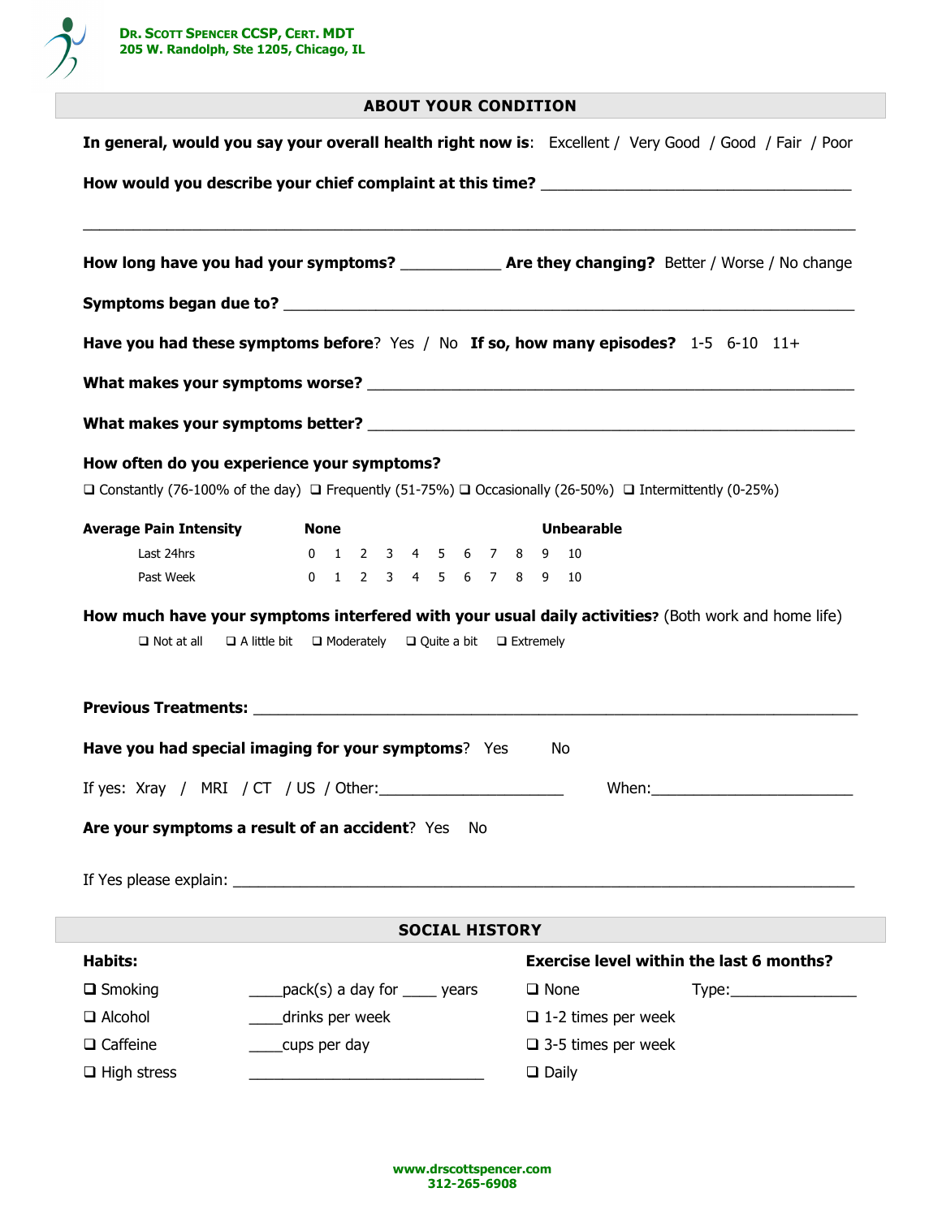**DR. SCOTT SPENCER CCSP, CERT. MDT**
**205 W. Randolph, Ste 1205, Chicago, IL**

## ABOUT YOUR CONDITION

**In general, would you say your overall health right now is**: Excellent / Very Good / Good / Fair / Poor

**How would you describe your chief complaint at this time?** ___________________________________

_____________________________________________________________________________________

**How long have you had your symptoms?** ___________ **Are they changing?** Better / Worse / No change

**Symptoms began due to?** _______________________________________________________________

**Have you had these symptoms before**? Yes / No **If so, how many episodes?** 1-5 6-10 11+

**What makes your symptoms worse?** ______________________________________________________

**What makes your symptoms better?** _____________________________________________________

**How often do you experience your symptoms?**

❑ Constantly (76-100% of the day) ❑ Frequently (51-75%) ❑ Occasionally (26-50%) ❑ Intermittently (0-25%)

| **Average Pain Intensity** | **None** | | | | | | | | | | **Unbearable** |
|---|---|---|---|---|---|---|---|---|---|---|---|
| Last 24hrs | 0 | 1 | 2 | 3 | 4 | 5 | 6 | 7 | 8 | 9 | 10 |
| Past Week | 0 | 1 | 2 | 3 | 4 | 5 | 6 | 7 | 8 | 9 | 10 |

**How much have your symptoms interfered with your usual daily activities?** (Both work and home life)

❑ Not at all ❑ A little bit ❑ Moderately ❑ Quite a bit ❑ Extremely

**Previous Treatments:** ________________________________________________________________

**Have you had special imaging for your symptoms**? Yes No

If yes: Xray / MRI / CT / US / Other:_____________________ When:_______________________

**Are your symptoms a result of an accident**? Yes No

If Yes please explain: _________________________________________________________________

## SOCIAL HISTORY

**Habits:**

❑ Smoking ____pack(s) a day for ____ years

❑ Alcohol ____drinks per week

❑ Caffeine ____cups per day

❑ High stress ___________________________

**Exercise level within the last 6 months?**

❑ None Type:______________

❑ 1-2 times per week

❑ 3-5 times per week

❑ Daily

**www.drscottspencer.com**
**312-265-6908**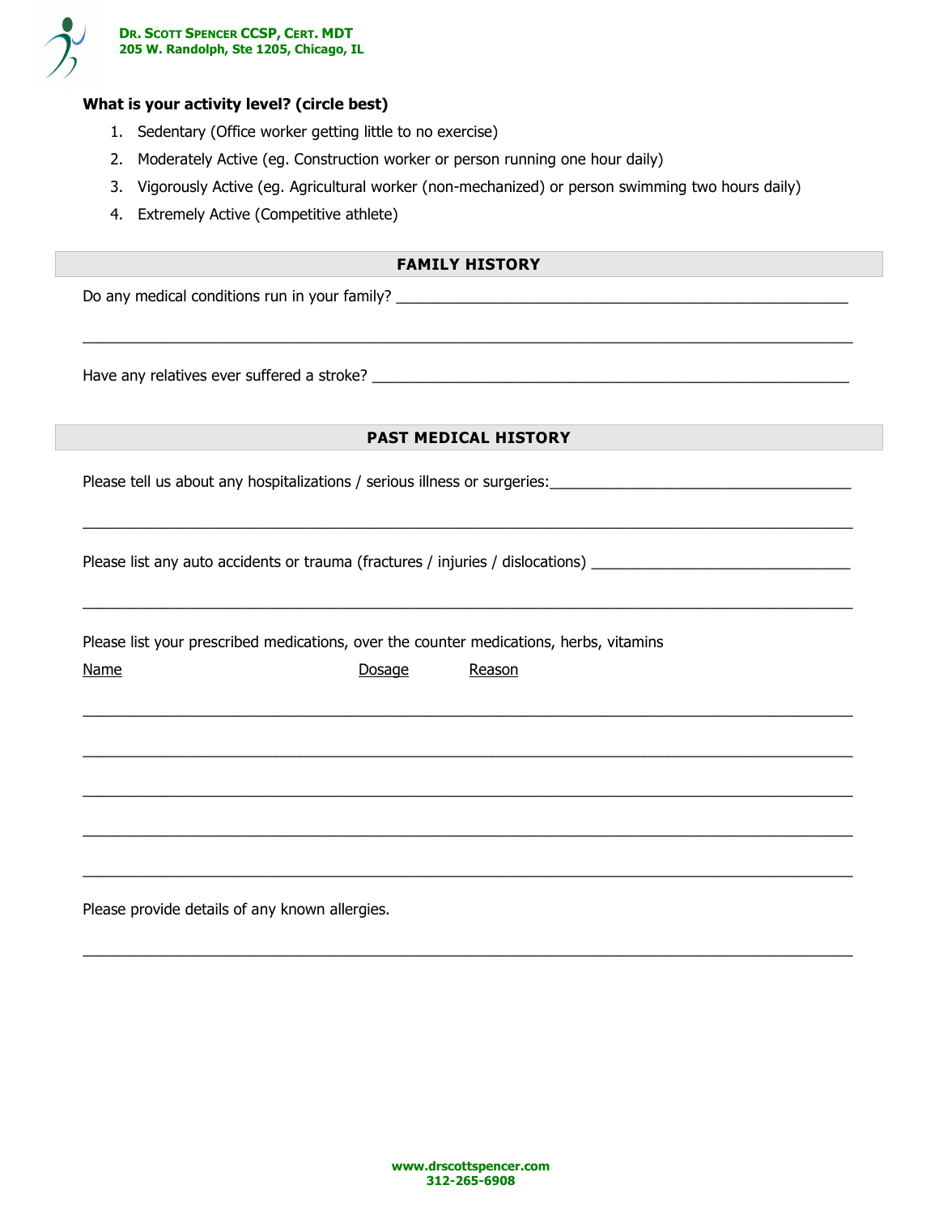**What is your activity level? (circle best)**

1. Sedentary (Office worker getting little to no exercise)
2. Moderately Active (eg. Construction worker or person running one hour daily)
3. Vigorously Active (eg. Agricultural worker (non-mechanized) or person swimming two hours daily)
4. Extremely Active (Competitive athlete)

## FAMILY HISTORY

Do any medical conditions run in your family? ___________________________________________________

_____________________________________________________________________________________

Have any relatives ever suffered a stroke? ______________________________________________________

## PAST MEDICAL HISTORY

Please tell us about any hospitalizations / serious illness or surgeries:__________________________________

_____________________________________________________________________________________

Please list any auto accidents or trauma (fractures / injuries / dislocations) ____________________________

_____________________________________________________________________________________

Please list your prescribed medications, over the counter medications, herbs, vitamins

Name Dosage Reason

_____________________________________________________________________________________

_____________________________________________________________________________________

_____________________________________________________________________________________

_____________________________________________________________________________________

_____________________________________________________________________________________

Please provide details of any known allergies.

_____________________________________________________________________________________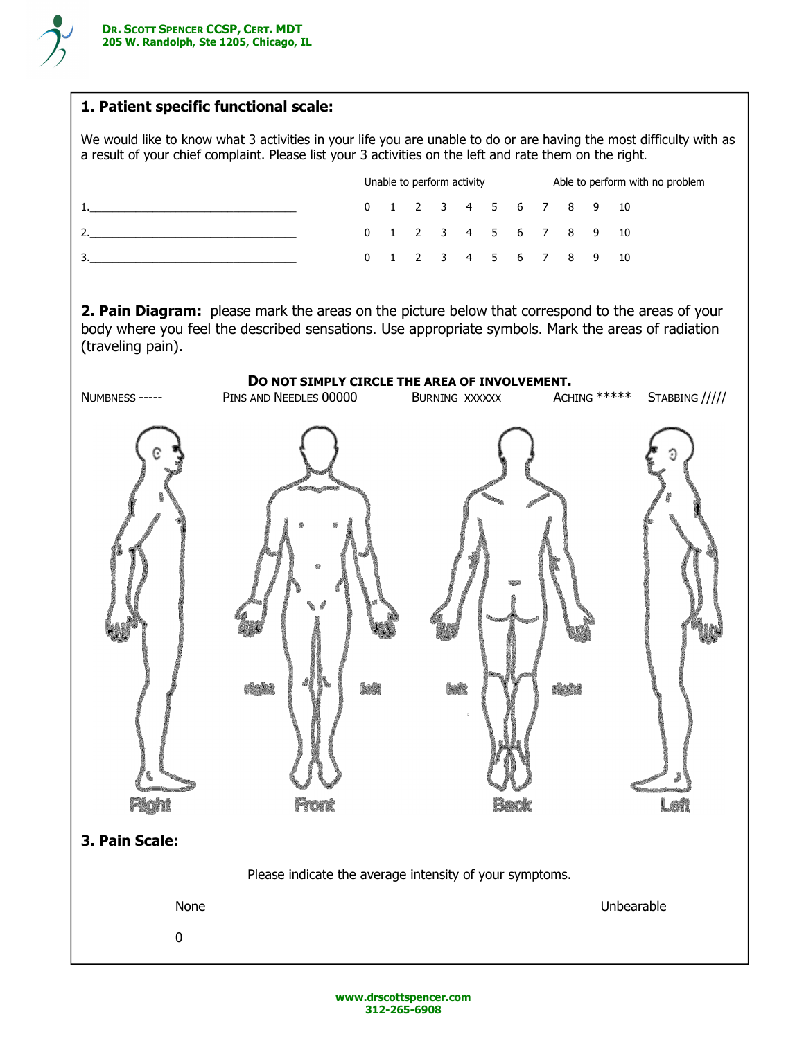## 1. Patient specific functional scale:

We would like to know what 3 activities in your life you are unable to do or are having the most difficulty with as a result of your chief complaint. Please list your 3 activities on the left and rate them on the right.

| | Unable to perform activity | | | | | | | | | | Able to perform with no problem |
|---|---|---|---|---|---|---|---|---|---|---|---|
| 1.___________________________________ | 0 | 1 | 2 | 3 | 4 | 5 | 6 | 7 | 8 | 9 | 10 |
| 2.___________________________________ | 0 | 1 | 2 | 3 | 4 | 5 | 6 | 7 | 8 | 9 | 10 |
| 3.___________________________________ | 0 | 1 | 2 | 3 | 4 | 5 | 6 | 7 | 8 | 9 | 10 |

## 2. Pain Diagram:

please mark the areas on the picture below that correspond to the areas of your body where you feel the described sensations. Use appropriate symbols. Mark the areas of radiation (traveling pain).

**DO NOT SIMPLY CIRCLE THE AREA OF INVOLVEMENT.**

NUMBNESS -----    PINS AND NEEDLES 00000    BURNING XXXXXX    ACHING *****    STABBING /////

right    left    left    right

Right    Front    Back    Left

## 3. Pain Scale:

Please indicate the average intensity of your symptoms.

None ________________________________________________ Unbearable

0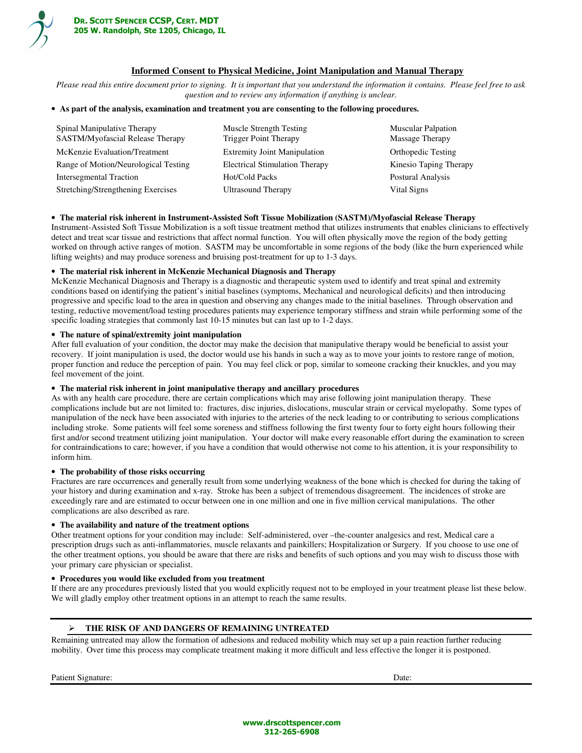**DR. SCOTT SPENCER CCSP, CERT. MDT**
**205 W. Randolph, Ste 1205, Chicago, IL**

## Informed Consent to Physical Medicine, Joint Manipulation and Manual Therapy

*Please read this entire document prior to signing. It is important that you understand the information it contains. Please feel free to ask question and to review any information if anything is unclear.*

- **As part of the analysis, examination and treatment you are consenting to the following procedures.**

| | | |
|---|---|---|
| Spinal Manipulative Therapy | Muscle Strength Testing | Muscular Palpation |
| SASTM/Myofascial Release Therapy | Trigger Point Therapy | Massage Therapy |
| McKenzie Evaluation/Treatment | Extremity Joint Manipulation | Orthopedic Testing |
| Range of Motion/Neurological Testing | Electrical Stimulation Therapy | Kinesio Taping Therapy |
| Intersegmental Traction | Hot/Cold Packs | Postural Analysis |
| Stretching/Strengthening Exercises | Ultrasound Therapy | Vital Signs |

- **The material risk inherent in Instrument-Assisted Soft Tissue Mobilization (SASTM)/Myofascial Release Therapy**

Instrument-Assisted Soft Tissue Mobilization is a soft tissue treatment method that utilizes instruments that enables clinicians to effectively detect and treat scar tissue and restrictions that affect normal function. You will often physically move the region of the body getting worked on through active ranges of motion. SASTM may be uncomfortable in some regions of the body (like the burn experienced while lifting weights) and may produce soreness and bruising post-treatment for up to 1-3 days.

- **The material risk inherent in McKenzie Mechanical Diagnosis and Therapy**

McKenzie Mechanical Diagnosis and Therapy is a diagnostic and therapeutic system used to identify and treat spinal and extremity conditions based on identifying the patient's initial baselines (symptoms, Mechanical and neurological deficits) and then introducing progressive and specific load to the area in question and observing any changes made to the initial baselines. Through observation and testing, reductive movement/load testing procedures patients may experience temporary stiffness and strain while performing some of the specific loading strategies that commonly last 10-15 minutes but can last up to 1-2 days.

- **The nature of spinal/extremity joint manipulation**

After full evaluation of your condition, the doctor may make the decision that manipulative therapy would be beneficial to assist your recovery. If joint manipulation is used, the doctor would use his hands in such a way as to move your joints to restore range of motion, proper function and reduce the perception of pain. You may feel click or pop, similar to someone cracking their knuckles, and you may feel movement of the joint.

- **The material risk inherent in joint manipulative therapy and ancillary procedures**

As with any health care procedure, there are certain complications which may arise following joint manipulation therapy. These complications include but are not limited to: fractures, disc injuries, dislocations, muscular strain or cervical myelopathy. Some types of manipulation of the neck have been associated with injuries to the arteries of the neck leading to or contributing to serious complications including stroke. Some patients will feel some soreness and stiffness following the first twenty four to forty eight hours following their first and/or second treatment utilizing joint manipulation. Your doctor will make every reasonable effort during the examination to screen for contraindications to care; however, if you have a condition that would otherwise not come to his attention, it is your responsibility to inform him.

- **The probability of those risks occurring**

Fractures are rare occurrences and generally result from some underlying weakness of the bone which is checked for during the taking of your history and during examination and x-ray. Stroke has been a subject of tremendous disagreement. The incidences of stroke are exceedingly rare and are estimated to occur between one in one million and one in five million cervical manipulations. The other complications are also described as rare.

- **The availability and nature of the treatment options**

Other treatment options for your condition may include: Self-administered, over –the-counter analgesics and rest, Medical care a prescription drugs such as anti-inflammatories, muscle relaxants and painkillers; Hospitalization or Surgery. If you choose to use one of the other treatment options, you should be aware that there are risks and benefits of such options and you may wish to discuss those with your primary care physician or specialist.

- **Procedures you would like excluded from you treatment**

If there are any procedures previously listed that you would explicitly request not to be employed in your treatment please list these below. We will gladly employ other treatment options in an attempt to reach the same results.

---

### ➢ THE RISK OF AND DANGERS OF REMAINING UNTREATED

Remaining untreated may allow the formation of adhesions and reduced mobility which may set up a pain reaction further reducing mobility. Over time this process may complicate treatment making it more difficult and less effective the longer it is postponed.

Patient Signature: Date:

---

**www.drscottspencer.com**
**312-265-6908**